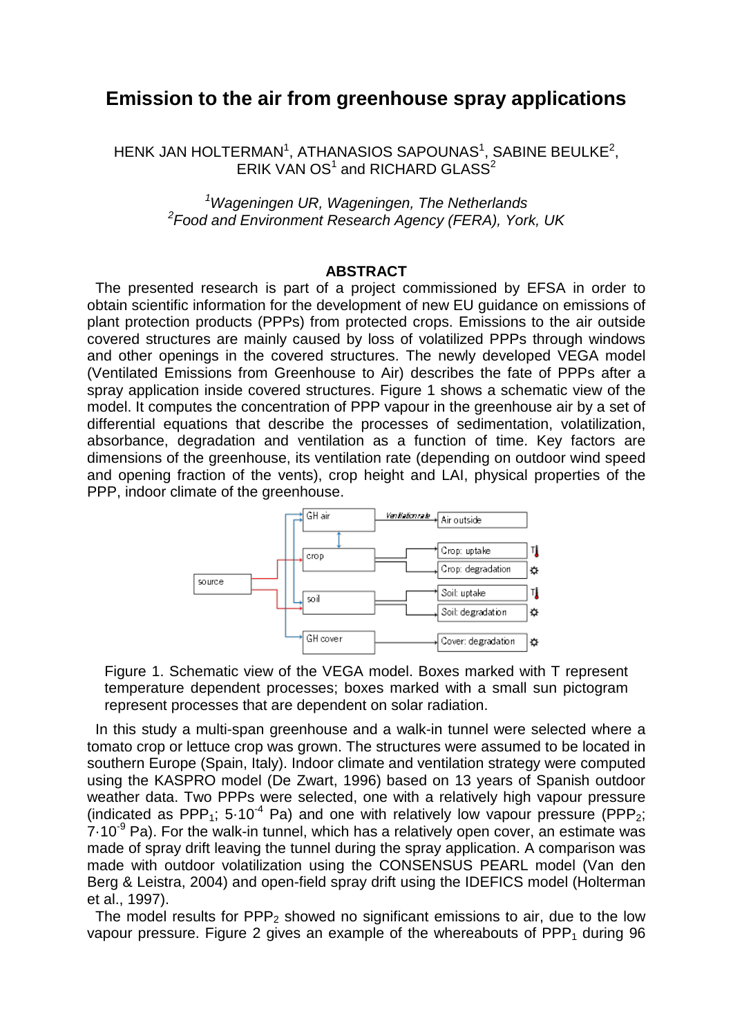# Emission to the air from greenhouse spray applications

HENK JAN HOLTERMAN[1], ATHANASIOS SAPOUNAS[1], SABINE BEULKE[2], ERIK VAN OS[1] and RICHARD GLASS[2]

[1]*Wageningen UR, Wageningen, The Netherlands*
[2]*Food and Environment Research Agency (FERA), York, UK*

## ABSTRACT

The presented research is part of a project commissioned by EFSA in order to obtain scientific information for the development of new EU guidance on emissions of plant protection products (PPPs) from protected crops. Emissions to the air outside covered structures are mainly caused by loss of volatilized PPPs through windows and other openings in the covered structures. The newly developed VEGA model (Ventilated Emissions from Greenhouse to Air) describes the fate of PPPs after a spray application inside covered structures. Figure 1 shows a schematic view of the model. It computes the concentration of PPP vapour in the greenhouse air by a set of differential equations that describe the processes of sedimentation, volatilization, absorbance, degradation and ventilation as a function of time. Key factors are dimensions of the greenhouse, its ventilation rate (depending on outdoor wind speed and opening fraction of the vents), crop height and LAI, physical properties of the PPP, indoor climate of the greenhouse.

Figure 1. Schematic view of the VEGA model. Boxes marked with T represent temperature dependent processes; boxes marked with a small sun pictogram represent processes that are dependent on solar radiation.

In this study a multi-span greenhouse and a walk-in tunnel were selected where a tomato crop or lettuce crop was grown. The structures were assumed to be located in southern Europe (Spain, Italy). Indoor climate and ventilation strategy were computed using the KASPRO model (De Zwart, 1996) based on 13 years of Spanish outdoor weather data. Two PPPs were selected, one with a relatively high vapour pressure (indicated as $PPP_1$; $5\cdot10^{-4}$ Pa) and one with relatively low vapour pressure ($PPP_2$; $7\cdot10^{-9}$ Pa). For the walk-in tunnel, which has a relatively open cover, an estimate was made of spray drift leaving the tunnel during the spray application. A comparison was made with outdoor volatilization using the CONSENSUS PEARL model (Van den Berg & Leistra, 2004) and open-field spray drift using the IDEFICS model (Holterman et al., 1997).

The model results for $PPP_2$ showed no significant emissions to air, due to the low vapour pressure. Figure 2 gives an example of the whereabouts of $PPP_1$ during 96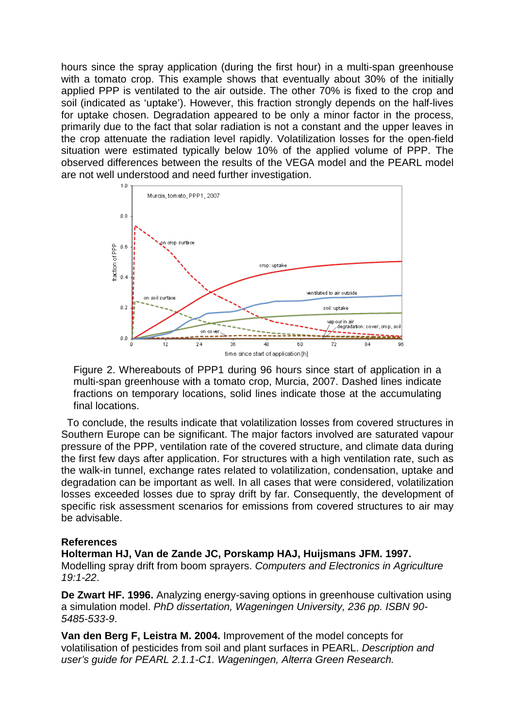hours since the spray application (during the first hour) in a multi-span greenhouse with a tomato crop. This example shows that eventually about 30% of the initially applied PPP is ventilated to the air outside. The other 70% is fixed to the crop and soil (indicated as 'uptake'). However, this fraction strongly depends on the half-lives for uptake chosen. Degradation appeared to be only a minor factor in the process, primarily due to the fact that solar radiation is not a constant and the upper leaves in the crop attenuate the radiation level rapidly. Volatilization losses for the open-field situation were estimated typically below 10% of the applied volume of PPP. The observed differences between the results of the VEGA model and the PEARL model are not well understood and need further investigation.

Murcia, tomato, PPP1, 2007

fraction of PPP

1.0
0.8
0.6
0.4
0.2
0.0

on crop surface
crop: uptake
ventilated to air outside
on soil surface
soil: uptake
vapour in air
degradation: cover, crop, soil
on cover

0 12 24 36 48 60 72 84 96

time since start of application [h]

Figure 2. Whereabouts of PPP1 during 96 hours since start of application in a multi-span greenhouse with a tomato crop, Murcia, 2007. Dashed lines indicate fractions on temporary locations, solid lines indicate those at the accumulating final locations.

To conclude, the results indicate that volatilization losses from covered structures in Southern Europe can be significant. The major factors involved are saturated vapour pressure of the PPP, ventilation rate of the covered structure, and climate data during the first few days after application. For structures with a high ventilation rate, such as the walk-in tunnel, exchange rates related to volatilization, condensation, uptake and degradation can be important as well. In all cases that were considered, volatilization losses exceeded losses due to spray drift by far. Consequently, the development of specific risk assessment scenarios for emissions from covered structures to air may be advisable.

**References**

**Holterman HJ, Van de Zande JC, Porskamp HAJ, Huijsmans JFM. 1997.** Modelling spray drift from boom sprayers. *Computers and Electronics in Agriculture 19:1-22*.

**De Zwart HF. 1996.** Analyzing energy-saving options in greenhouse cultivation using a simulation model. *PhD dissertation, Wageningen University, 236 pp. ISBN 90-5485-533-9*.

**Van den Berg F, Leistra M. 2004.** Improvement of the model concepts for volatilisation of pesticides from soil and plant surfaces in PEARL. *Description and user's guide for PEARL 2.1.1-C1. Wageningen, Alterra Green Research.*